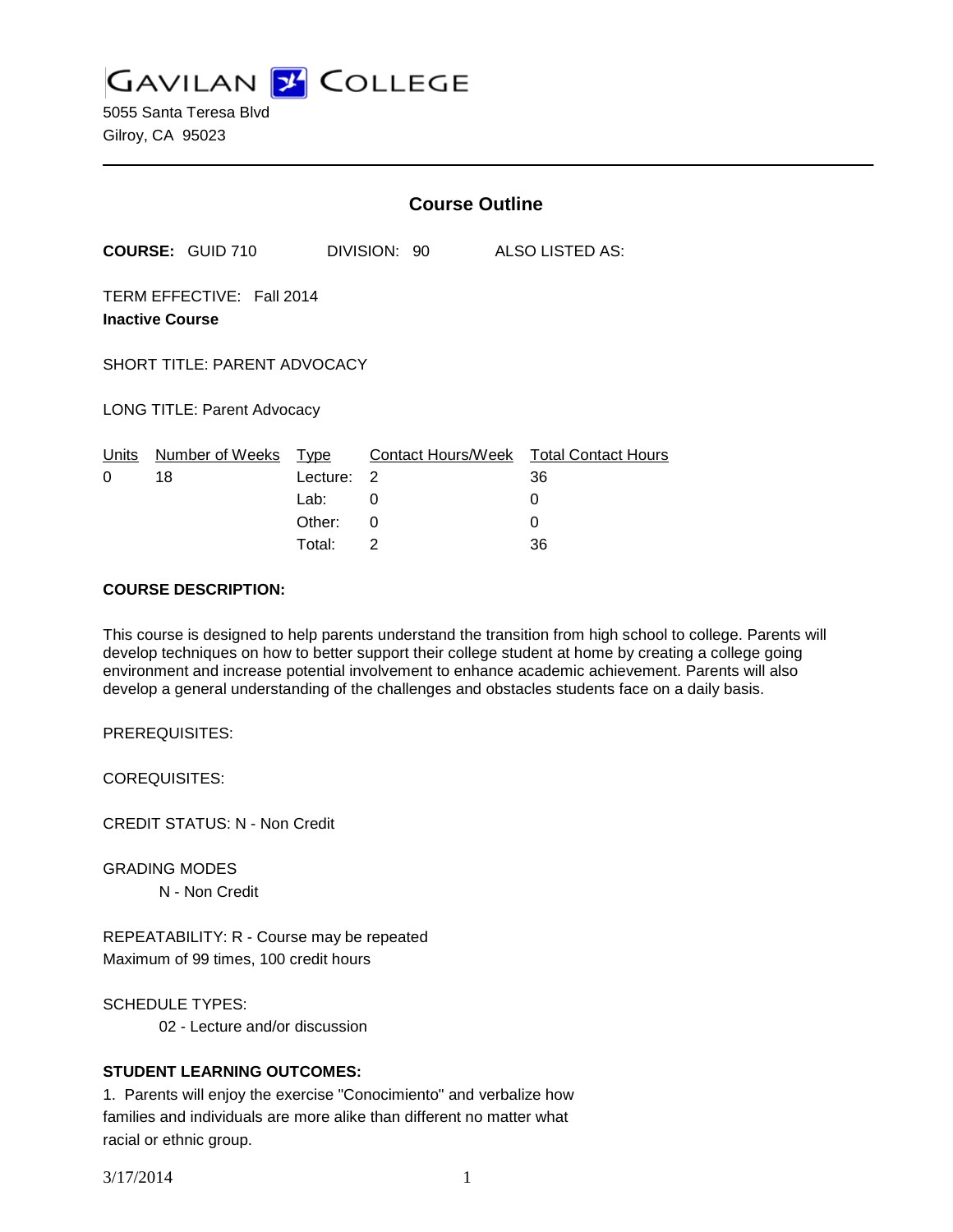# GAVILAN COLLEGE

5055 Santa Teresa Blvd
Gilroy, CA 95023

## Course Outline

**COURSE:** GUID 710 DIVISION: 90 ALSO LISTED AS:

TERM EFFECTIVE: Fall 2014
**Inactive Course**

SHORT TITLE: PARENT ADVOCACY

LONG TITLE: Parent Advocacy

| Units | Number of Weeks | Type | Contact Hours/Week | Total Contact Hours |
|---|---|---|---|---|
| 0 | 18 | Lecture: | 2 | 36 |
| | | Lab: | 0 | 0 |
| | | Other: | 0 | 0 |
| | | Total: | 2 | 36 |

**COURSE DESCRIPTION:**

This course is designed to help parents understand the transition from high school to college. Parents will develop techniques on how to better support their college student at home by creating a college going environment and increase potential involvement to enhance academic achievement. Parents will also develop a general understanding of the challenges and obstacles students face on a daily basis.

PREREQUISITES:

COREQUISITES:

CREDIT STATUS: N - Non Credit

GRADING MODES

N - Non Credit

REPEATABILITY: R - Course may be repeated
Maximum of 99 times, 100 credit hours

SCHEDULE TYPES:

02 - Lecture and/or discussion

**STUDENT LEARNING OUTCOMES:**

1. Parents will enjoy the exercise "Conocimiento" and verbalize how families and individuals are more alike than different no matter what racial or ethnic group.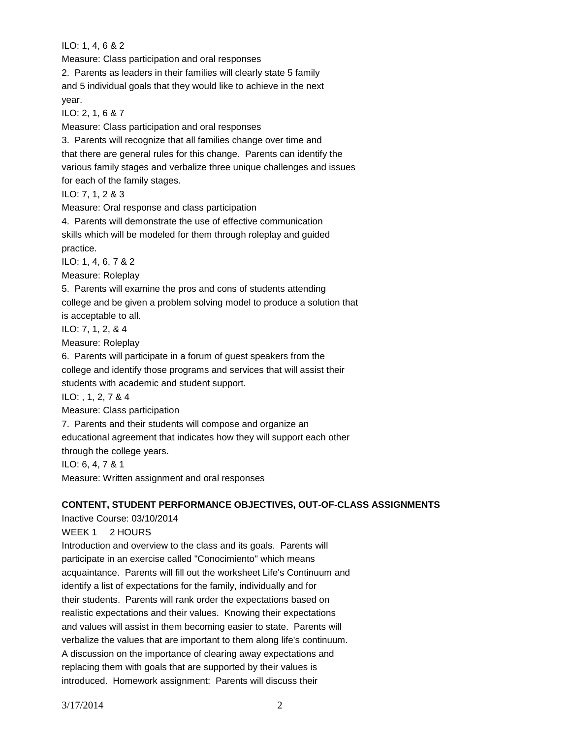ILO: 1, 4, 6 & 2

Measure: Class participation and oral responses

2. Parents as leaders in their families will clearly state 5 family and 5 individual goals that they would like to achieve in the next year.

ILO: 2, 1, 6 & 7

Measure: Class participation and oral responses

3. Parents will recognize that all families change over time and that there are general rules for this change. Parents can identify the various family stages and verbalize three unique challenges and issues for each of the family stages.

ILO: 7, 1, 2 & 3

Measure: Oral response and class participation

4. Parents will demonstrate the use of effective communication skills which will be modeled for them through roleplay and guided practice.

ILO: 1, 4, 6, 7 & 2

Measure: Roleplay

5. Parents will examine the pros and cons of students attending college and be given a problem solving model to produce a solution that is acceptable to all.

ILO: 7, 1, 2, & 4

Measure: Roleplay

6. Parents will participate in a forum of guest speakers from the college and identify those programs and services that will assist their students with academic and student support.

ILO: , 1, 2, 7 & 4

Measure: Class participation

7. Parents and their students will compose and organize an educational agreement that indicates how they will support each other through the college years.

ILO: 6, 4, 7 & 1

Measure: Written assignment and oral responses

**CONTENT, STUDENT PERFORMANCE OBJECTIVES, OUT-OF-CLASS ASSIGNMENTS**

Inactive Course: 03/10/2014

WEEK 1 2 HOURS

Introduction and overview to the class and its goals. Parents will participate in an exercise called "Conocimiento" which means acquaintance. Parents will fill out the worksheet Life's Continuum and identify a list of expectations for the family, individually and for their students. Parents will rank order the expectations based on realistic expectations and their values. Knowing their expectations and values will assist in them becoming easier to state. Parents will verbalize the values that are important to them along life's continuum. A discussion on the importance of clearing away expectations and replacing them with goals that are supported by their values is introduced. Homework assignment: Parents will discuss their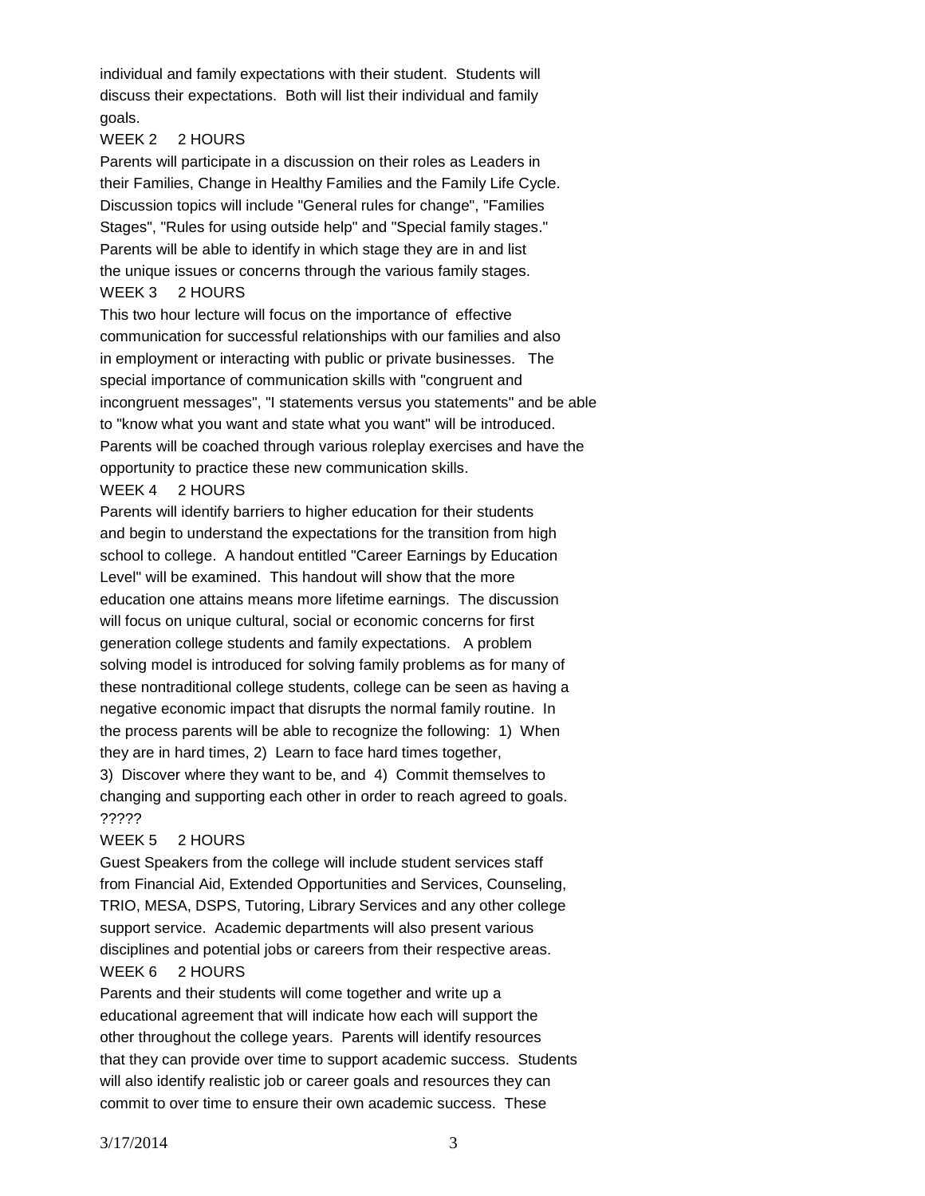individual and family expectations with their student. Students will discuss their expectations. Both will list their individual and family goals.

WEEK 2 2 HOURS

Parents will participate in a discussion on their roles as Leaders in their Families, Change in Healthy Families and the Family Life Cycle. Discussion topics will include "General rules for change", "Families Stages", "Rules for using outside help" and "Special family stages." Parents will be able to identify in which stage they are in and list the unique issues or concerns through the various family stages.

WEEK 3 2 HOURS

This two hour lecture will focus on the importance of effective communication for successful relationships with our families and also in employment or interacting with public or private businesses. The special importance of communication skills with "congruent and incongruent messages", "I statements versus you statements" and be able to "know what you want and state what you want" will be introduced. Parents will be coached through various roleplay exercises and have the opportunity to practice these new communication skills.

WEEK 4 2 HOURS

Parents will identify barriers to higher education for their students and begin to understand the expectations for the transition from high school to college. A handout entitled "Career Earnings by Education Level" will be examined. This handout will show that the more education one attains means more lifetime earnings. The discussion will focus on unique cultural, social or economic concerns for first generation college students and family expectations. A problem solving model is introduced for solving family problems as for many of these nontraditional college students, college can be seen as having a negative economic impact that disrupts the normal family routine. In the process parents will be able to recognize the following: 1) When they are in hard times, 2) Learn to face hard times together, 3) Discover where they want to be, and 4) Commit themselves to changing and supporting each other in order to reach agreed to goals. ?????

WEEK 5 2 HOURS

Guest Speakers from the college will include student services staff from Financial Aid, Extended Opportunities and Services, Counseling, TRIO, MESA, DSPS, Tutoring, Library Services and any other college support service. Academic departments will also present various disciplines and potential jobs or careers from their respective areas.

WEEK 6 2 HOURS

Parents and their students will come together and write up a educational agreement that will indicate how each will support the other throughout the college years. Parents will identify resources that they can provide over time to support academic success. Students will also identify realistic job or career goals and resources they can commit to over time to ensure their own academic success. These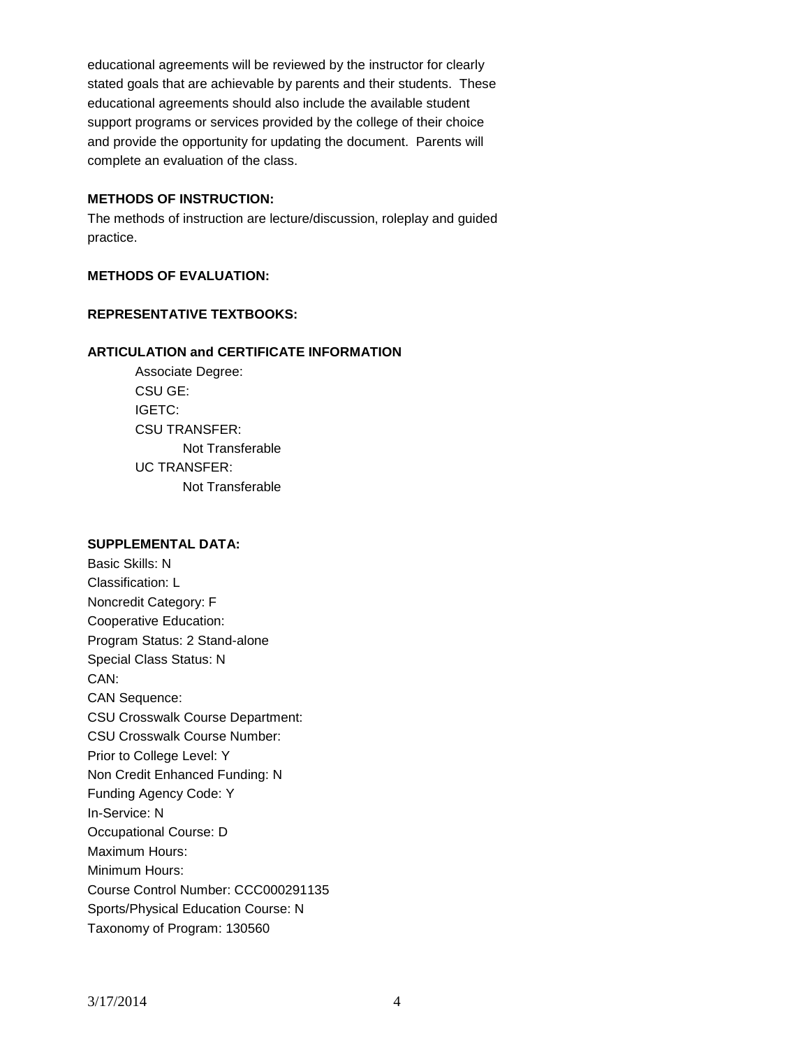educational agreements will be reviewed by the instructor for clearly stated goals that are achievable by parents and their students. These educational agreements should also include the available student support programs or services provided by the college of their choice and provide the opportunity for updating the document. Parents will complete an evaluation of the class.

**METHODS OF INSTRUCTION:**

The methods of instruction are lecture/discussion, roleplay and guided practice.

**METHODS OF EVALUATION:**

**REPRESENTATIVE TEXTBOOKS:**

**ARTICULATION and CERTIFICATE INFORMATION**

Associate Degree:
CSU GE:
IGETC:
CSU TRANSFER:
Not Transferable
UC TRANSFER:
Not Transferable

**SUPPLEMENTAL DATA:**

Basic Skills: N
Classification: L
Noncredit Category: F
Cooperative Education:
Program Status: 2 Stand-alone
Special Class Status: N
CAN:
CAN Sequence:
CSU Crosswalk Course Department:
CSU Crosswalk Course Number:
Prior to College Level: Y
Non Credit Enhanced Funding: N
Funding Agency Code: Y
In-Service: N
Occupational Course: D
Maximum Hours:
Minimum Hours:
Course Control Number: CCC000291135
Sports/Physical Education Course: N
Taxonomy of Program: 130560